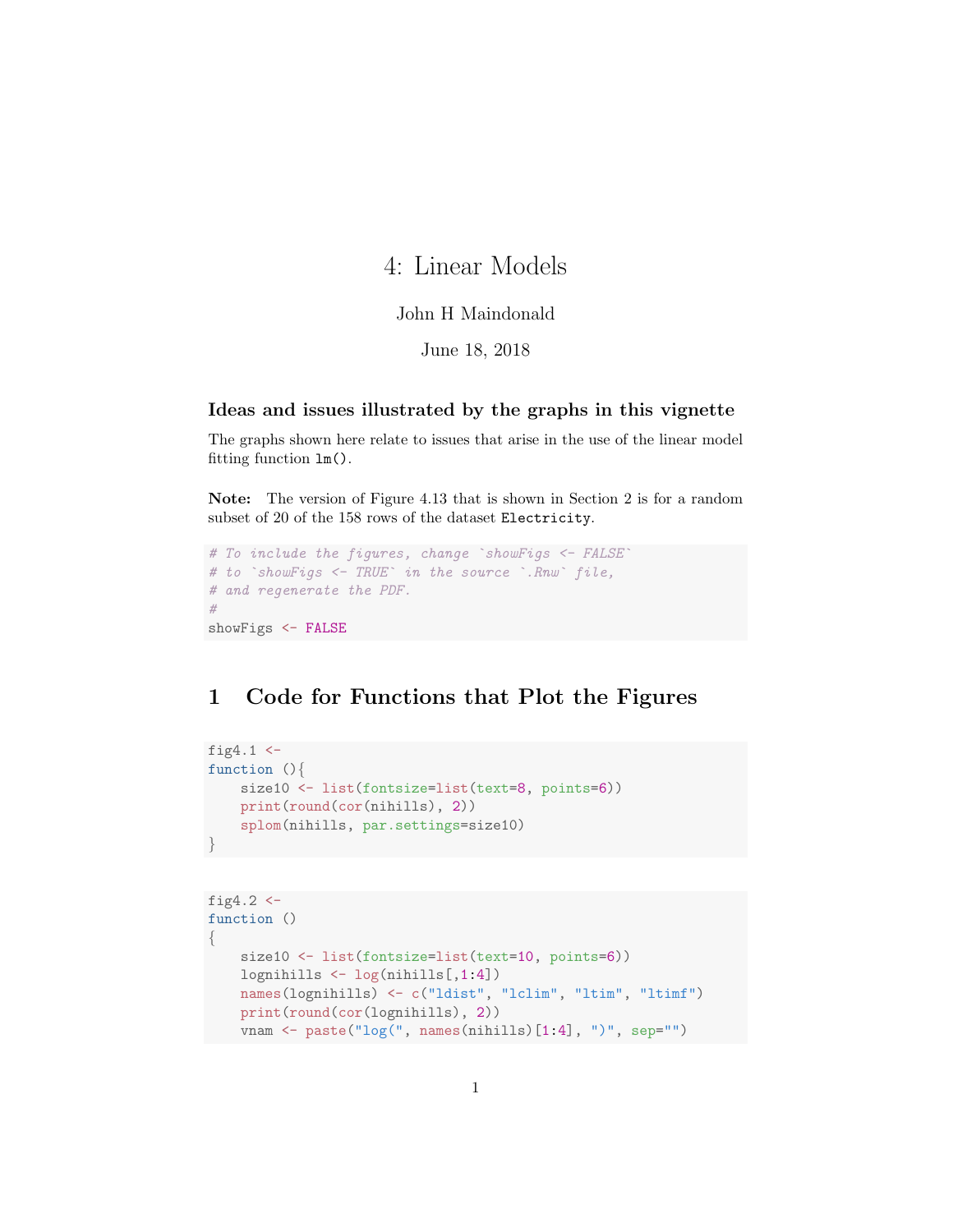# 4: Linear Models

John H Maindonald

June 18, 2018

### Ideas and issues illustrated by the graphs in this vignette

The graphs shown here relate to issues that arise in the use of the linear model fitting function `lm()`.

**Note:** The version of Figure 4.13 that is shown in Section 2 is for a random subset of 20 of the 158 rows of the dataset `Electricity`.

```
# To include the figures, change `showFigs <- FALSE`
# to `showFigs <- TRUE` in the source `.Rnw` file,
# and regenerate the PDF.
#
showFigs <- FALSE
```

## 1 Code for Functions that Plot the Figures

```
fig4.1 <-
function (){
    size10 <- list(fontsize=list(text=8, points=6))
    print(round(cor(nihills), 2))
    splom(nihills, par.settings=size10)
}
```

```
fig4.2 <-
function ()
{
    size10 <- list(fontsize=list(text=10, points=6))
    lognihills <- log(nihills[,1:4])
    names(lognihills) <- c("ldist", "lclim", "ltim", "ltimf")
    print(round(cor(lognihills), 2))
    vnam <- paste("log(", names(nihills)[1:4], ")", sep="")
```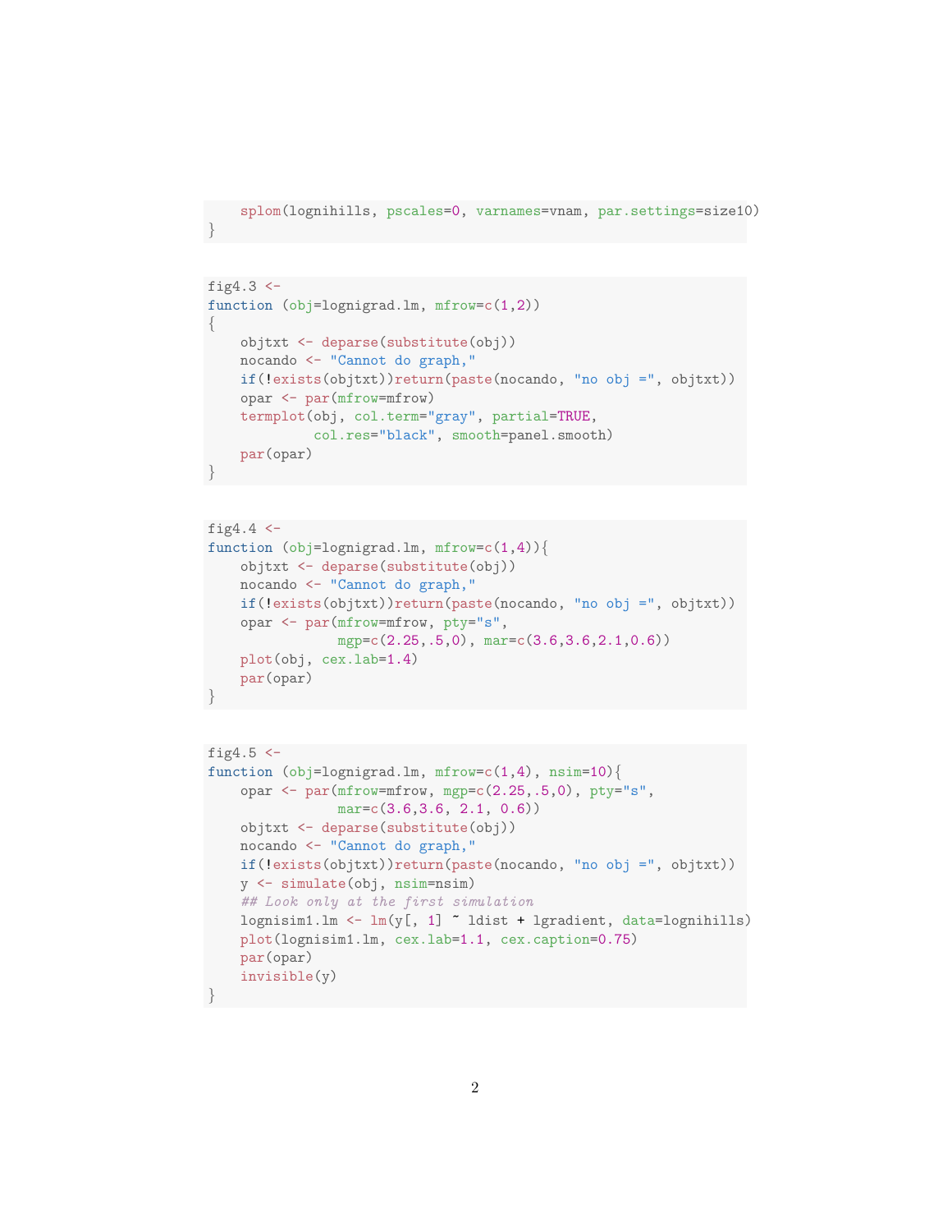```
    splom(lognihills, pscales=0, varnames=vnam, par.settings=size10)
}
```

```
fig4.3 <-
function (obj=lognigrad.lm, mfrow=c(1,2))
{
    objtxt <- deparse(substitute(obj))
    nocando <- "Cannot do graph,"
    if(!exists(objtxt))return(paste(nocando, "no obj =", objtxt))
    opar <- par(mfrow=mfrow)
    termplot(obj, col.term="gray", partial=TRUE,
             col.res="black", smooth=panel.smooth)
    par(opar)
}
```

```
fig4.4 <-
function (obj=lognigrad.lm, mfrow=c(1,4)){
    objtxt <- deparse(substitute(obj))
    nocando <- "Cannot do graph,"
    if(!exists(objtxt))return(paste(nocando, "no obj =", objtxt))
    opar <- par(mfrow=mfrow, pty="s",
                mgp=c(2.25,.5,0), mar=c(3.6,3.6,2.1,0.6))
    plot(obj, cex.lab=1.4)
    par(opar)
}
```

```
fig4.5 <-
function (obj=lognigrad.lm, mfrow=c(1,4), nsim=10){
    opar <- par(mfrow=mfrow, mgp=c(2.25,.5,0), pty="s",
                mar=c(3.6,3.6, 2.1, 0.6))
    objtxt <- deparse(substitute(obj))
    nocando <- "Cannot do graph,"
    if(!exists(objtxt))return(paste(nocando, "no obj =", objtxt))
    y <- simulate(obj, nsim=nsim)
    ## Look only at the first simulation
    lognisim1.lm <- lm(y[, 1] ~ ldist + lgradient, data=lognihills)
    plot(lognisim1.lm, cex.lab=1.1, cex.caption=0.75)
    par(opar)
    invisible(y)
}
```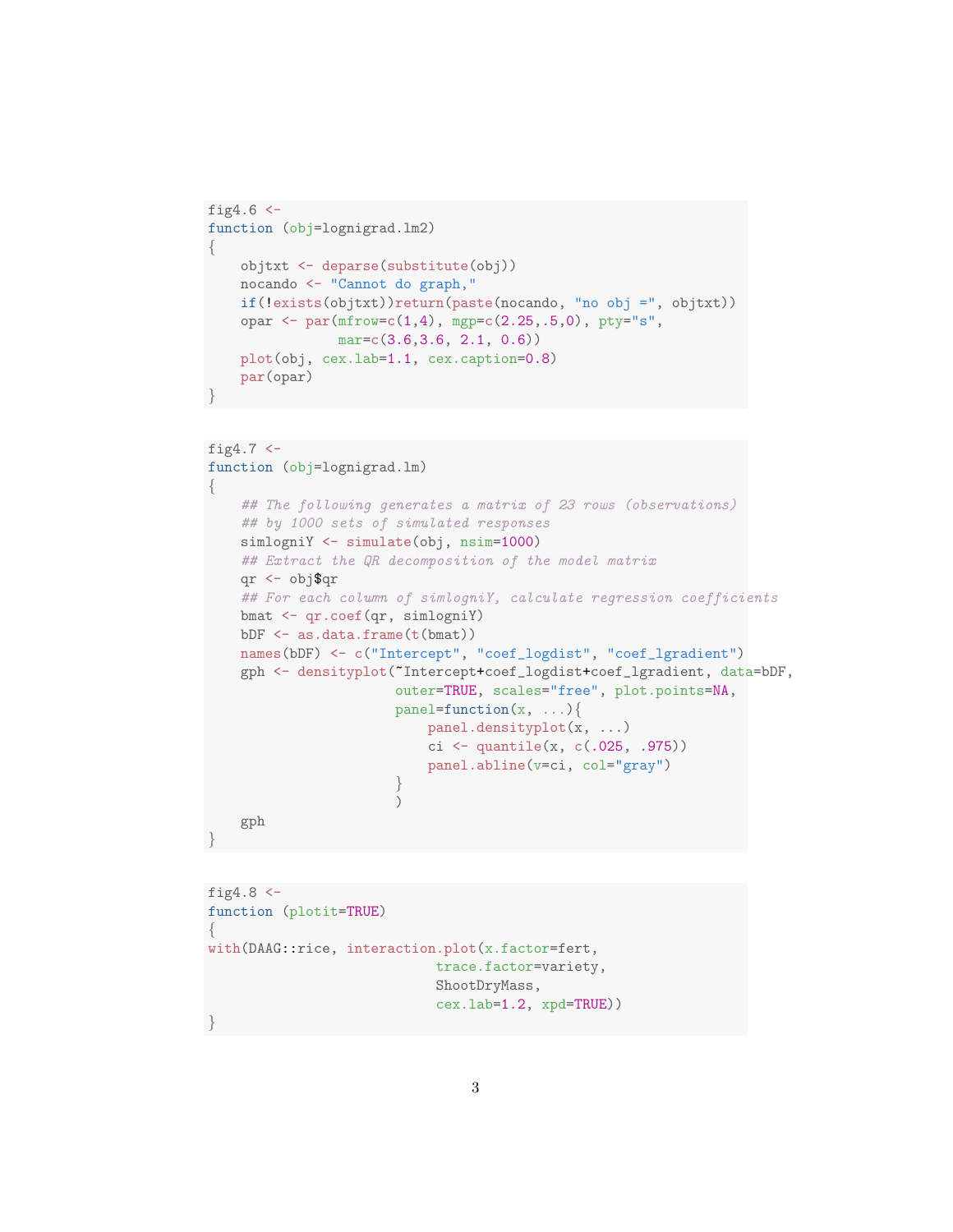```r
fig4.6 <-
function (obj=lognigrad.lm2)
{
    objtxt <- deparse(substitute(obj))
    nocando <- "Cannot do graph,"
    if(!exists(objtxt))return(paste(nocando, "no obj =", objtxt))
    opar <- par(mfrow=c(1,4), mgp=c(2.25,.5,0), pty="s",
                mar=c(3.6,3.6, 2.1, 0.6))
    plot(obj, cex.lab=1.1, cex.caption=0.8)
    par(opar)
}
```

```r
fig4.7 <-
function (obj=lognigrad.lm)
{
    ## The following generates a matrix of 23 rows (observations)
    ## by 1000 sets of simulated responses
    simlogniY <- simulate(obj, nsim=1000)
    ## Extract the QR decomposition of the model matrix
    qr <- obj$qr
    ## For each column of simlogniY, calculate regression coefficients
    bmat <- qr.coef(qr, simlogniY)
    bDF <- as.data.frame(t(bmat))
    names(bDF) <- c("Intercept", "coef_logdist", "coef_lgradient")
    gph <- densityplot(~Intercept+coef_logdist+coef_lgradient, data=bDF,
                       outer=TRUE, scales="free", plot.points=NA,
                       panel=function(x, ...){
                           panel.densityplot(x, ...)
                           ci <- quantile(x, c(.025, .975))
                           panel.abline(v=ci, col="gray")
                       }
                       )
    gph
}
```

```r
fig4.8 <-
function (plotit=TRUE)
{
with(DAAG::rice, interaction.plot(x.factor=fert,
                              trace.factor=variety,
                              ShootDryMass,
                              cex.lab=1.2, xpd=TRUE))
}
```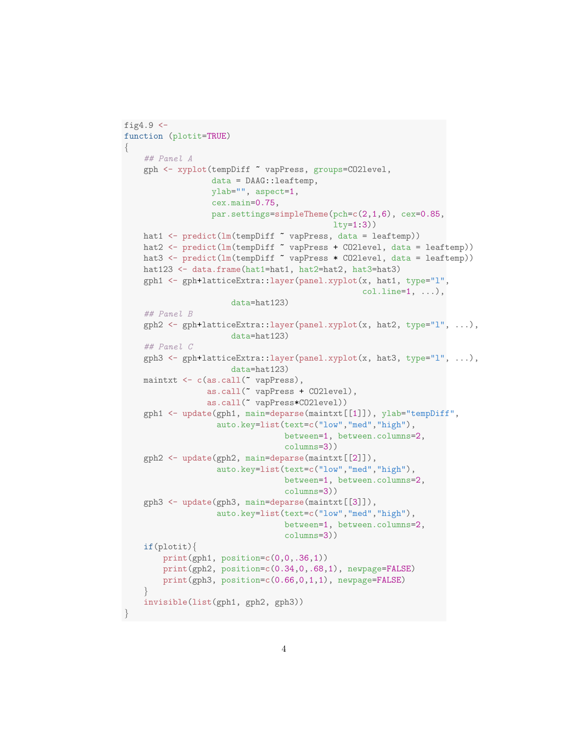```r
fig4.9 <-
function (plotit=TRUE)
{
    ## Panel A
    gph <- xyplot(tempDiff ~ vapPress, groups=CO2level,
                  data = DAAG::leaftemp,
                  ylab="", aspect=1,
                  cex.main=0.75,
                  par.settings=simpleTheme(pch=c(2,1,6), cex=0.85,
                                           lty=1:3))
    hat1 <- predict(lm(tempDiff ~ vapPress, data = leaftemp))
    hat2 <- predict(lm(tempDiff ~ vapPress + CO2level, data = leaftemp))
    hat3 <- predict(lm(tempDiff ~ vapPress * CO2level, data = leaftemp))
    hat123 <- data.frame(hat1=hat1, hat2=hat2, hat3=hat3)
    gph1 <- gph+latticeExtra::layer(panel.xyplot(x, hat1, type="l",
                                                  col.line=1, ...),
                     data=hat123)
    ## Panel B
    gph2 <- gph+latticeExtra::layer(panel.xyplot(x, hat2, type="l", ...),
                     data=hat123)
    ## Panel C
    gph3 <- gph+latticeExtra::layer(panel.xyplot(x, hat3, type="l", ...),
                     data=hat123)
    maintxt <- c(as.call(~ vapPress),
                 as.call(~ vapPress + CO2level),
                 as.call(~ vapPress*CO2level))
    gph1 <- update(gph1, main=deparse(maintxt[[1]]), ylab="tempDiff",
                   auto.key=list(text=c("low","med","high"),
                                 between=1, between.columns=2,
                                 columns=3))
    gph2 <- update(gph2, main=deparse(maintxt[[2]]),
                   auto.key=list(text=c("low","med","high"),
                                 between=1, between.columns=2,
                                 columns=3))
    gph3 <- update(gph3, main=deparse(maintxt[[3]]),
                   auto.key=list(text=c("low","med","high"),
                                 between=1, between.columns=2,
                                 columns=3))
    if(plotit){
        print(gph1, position=c(0,0,.36,1))
        print(gph2, position=c(0.34,0,.68,1), newpage=FALSE)
        print(gph3, position=c(0.66,0,1,1), newpage=FALSE)
    }
    invisible(list(gph1, gph2, gph3))
}
```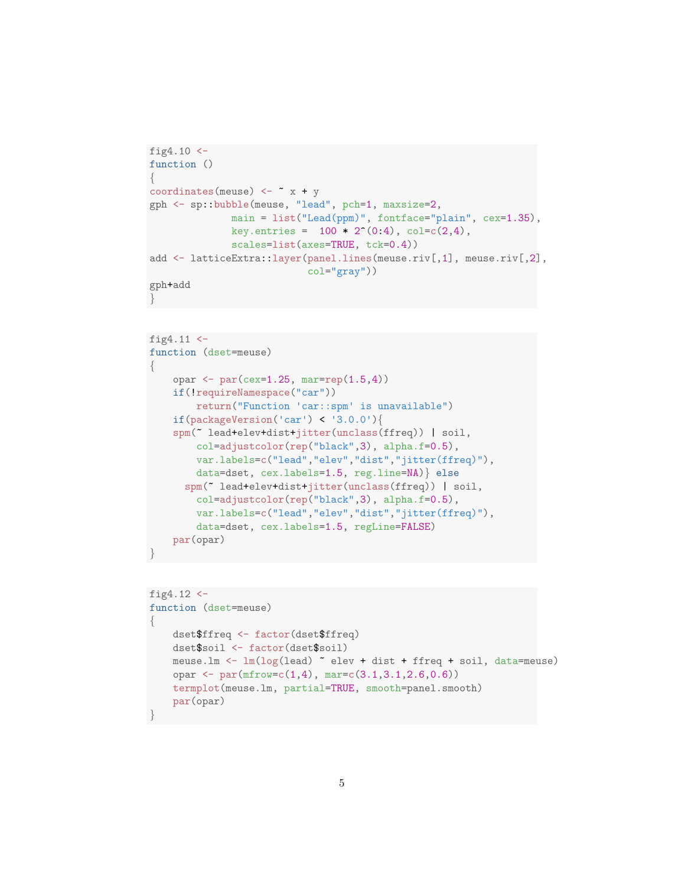```r
fig4.10 <-
function ()
{
coordinates(meuse) <- ~ x + y
gph <- sp::bubble(meuse, "lead", pch=1, maxsize=2,
              main = list("Lead(ppm)", fontface="plain", cex=1.35),
              key.entries =  100 * 2^(0:4), col=c(2,4),
              scales=list(axes=TRUE, tck=0.4))
add <- latticeExtra::layer(panel.lines(meuse.riv[,1], meuse.riv[,2],
                           col="gray"))
gph+add
}
```

```r
fig4.11 <-
function (dset=meuse)
{
    opar <- par(cex=1.25, mar=rep(1.5,4))
    if(!requireNamespace("car"))
        return("Function 'car::spm' is unavailable")
    if(packageVersion('car') < '3.0.0'){
    spm(~ lead+elev+dist+jitter(unclass(ffreq)) | soil,
        col=adjustcolor(rep("black",3), alpha.f=0.5),
        var.labels=c("lead","elev","dist","jitter(ffreq)"),
        data=dset, cex.labels=1.5, reg.line=NA)} else
      spm(~ lead+elev+dist+jitter(unclass(ffreq)) | soil,
        col=adjustcolor(rep("black",3), alpha.f=0.5),
        var.labels=c("lead","elev","dist","jitter(ffreq)"),
        data=dset, cex.labels=1.5, regLine=FALSE)
    par(opar)
}
```

```r
fig4.12 <-
function (dset=meuse)
{
    dset$ffreq <- factor(dset$ffreq)
    dset$soil <- factor(dset$soil)
    meuse.lm <- lm(log(lead) ~ elev + dist + ffreq + soil, data=meuse)
    opar <- par(mfrow=c(1,4), mar=c(3.1,3.1,2.6,0.6))
    termplot(meuse.lm, partial=TRUE, smooth=panel.smooth)
    par(opar)
}
```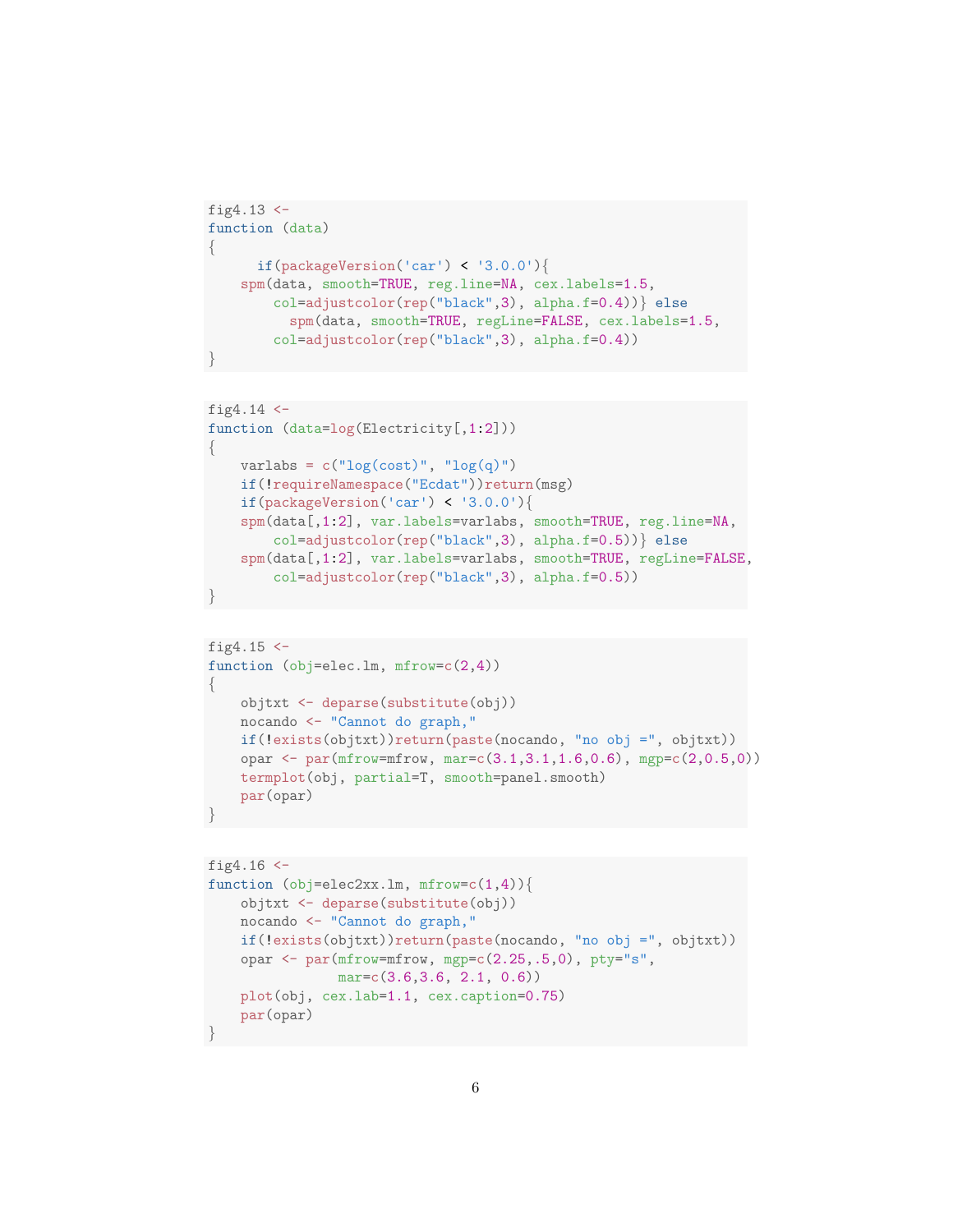```
fig4.13 <-
function (data)
{
      if(packageVersion('car') < '3.0.0'){
    spm(data, smooth=TRUE, reg.line=NA, cex.labels=1.5,
        col=adjustcolor(rep("black",3), alpha.f=0.4))} else
          spm(data, smooth=TRUE, regLine=FALSE, cex.labels=1.5,
        col=adjustcolor(rep("black",3), alpha.f=0.4))
}
```

```
fig4.14 <-
function (data=log(Electricity[,1:2]))
{
    varlabs = c("log(cost)", "log(q)")
    if(!requireNamespace("Ecdat"))return(msg)
    if(packageVersion('car') < '3.0.0'){
    spm(data[,1:2], var.labels=varlabs, smooth=TRUE, reg.line=NA,
        col=adjustcolor(rep("black",3), alpha.f=0.5))} else
    spm(data[,1:2], var.labels=varlabs, smooth=TRUE, regLine=FALSE,
        col=adjustcolor(rep("black",3), alpha.f=0.5))
}
```

```
fig4.15 <-
function (obj=elec.lm, mfrow=c(2,4))
{
    objtxt <- deparse(substitute(obj))
    nocando <- "Cannot do graph,"
    if(!exists(objtxt))return(paste(nocando, "no obj =", objtxt))
    opar <- par(mfrow=mfrow, mar=c(3.1,3.1,1.6,0.6), mgp=c(2,0.5,0))
    termplot(obj, partial=T, smooth=panel.smooth)
    par(opar)
}
```

```
fig4.16 <-
function (obj=elec2xx.lm, mfrow=c(1,4)){
    objtxt <- deparse(substitute(obj))
    nocando <- "Cannot do graph,"
    if(!exists(objtxt))return(paste(nocando, "no obj =", objtxt))
    opar <- par(mfrow=mfrow, mgp=c(2.25,.5,0), pty="s",
                mar=c(3.6,3.6, 2.1, 0.6))
    plot(obj, cex.lab=1.1, cex.caption=0.75)
    par(opar)
}
```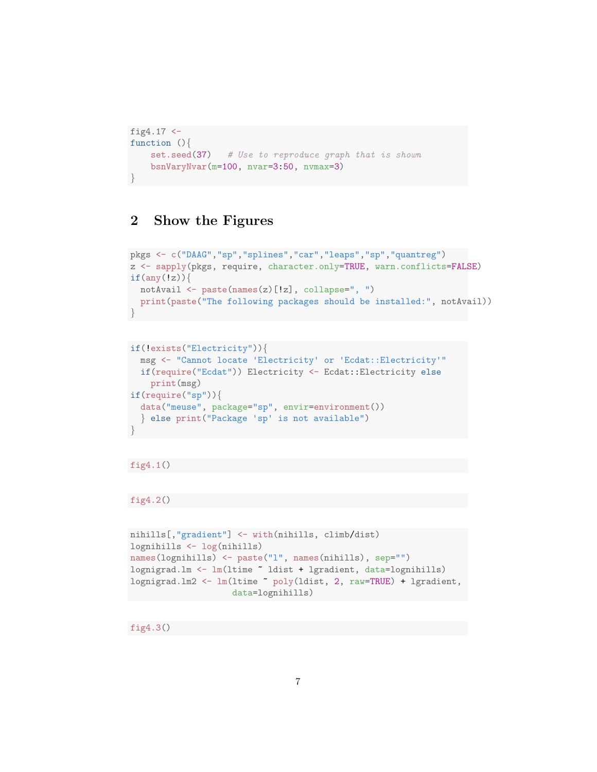```r
fig4.17 <-
function (){
    set.seed(37)   # Use to reproduce graph that is shown
    bsnVaryNvar(m=100, nvar=3:50, nvmax=3)
}
```

## 2 Show the Figures

```r
pkgs <- c("DAAG","sp","splines","car","leaps","sp","quantreg")
z <- sapply(pkgs, require, character.only=TRUE, warn.conflicts=FALSE)
if(any(!z)){
  notAvail <- paste(names(z)[!z], collapse=", ")
  print(paste("The following packages should be installed:", notAvail))
}
```

```r
if(!exists("Electricity")){
  msg <- "Cannot locate 'Electricity' or 'Ecdat::Electricity'"
  if(require("Ecdat")) Electricity <- Ecdat::Electricity else
    print(msg)
if(require("sp")){
  data("meuse", package="sp", envir=environment())
  } else print("Package 'sp' is not available")
}
```

```r
fig4.1()
```

```r
fig4.2()
```

```r
nihills[,"gradient"] <- with(nihills, climb/dist)
lognihills <- log(nihills)
names(lognihills) <- paste("l", names(nihills), sep="")
lognigrad.lm <- lm(ltime ~ ldist + lgradient, data=lognihills)
lognigrad.lm2 <- lm(ltime ~ poly(ldist, 2, raw=TRUE) + lgradient,
                    data=lognihills)
```

```r
fig4.3()
```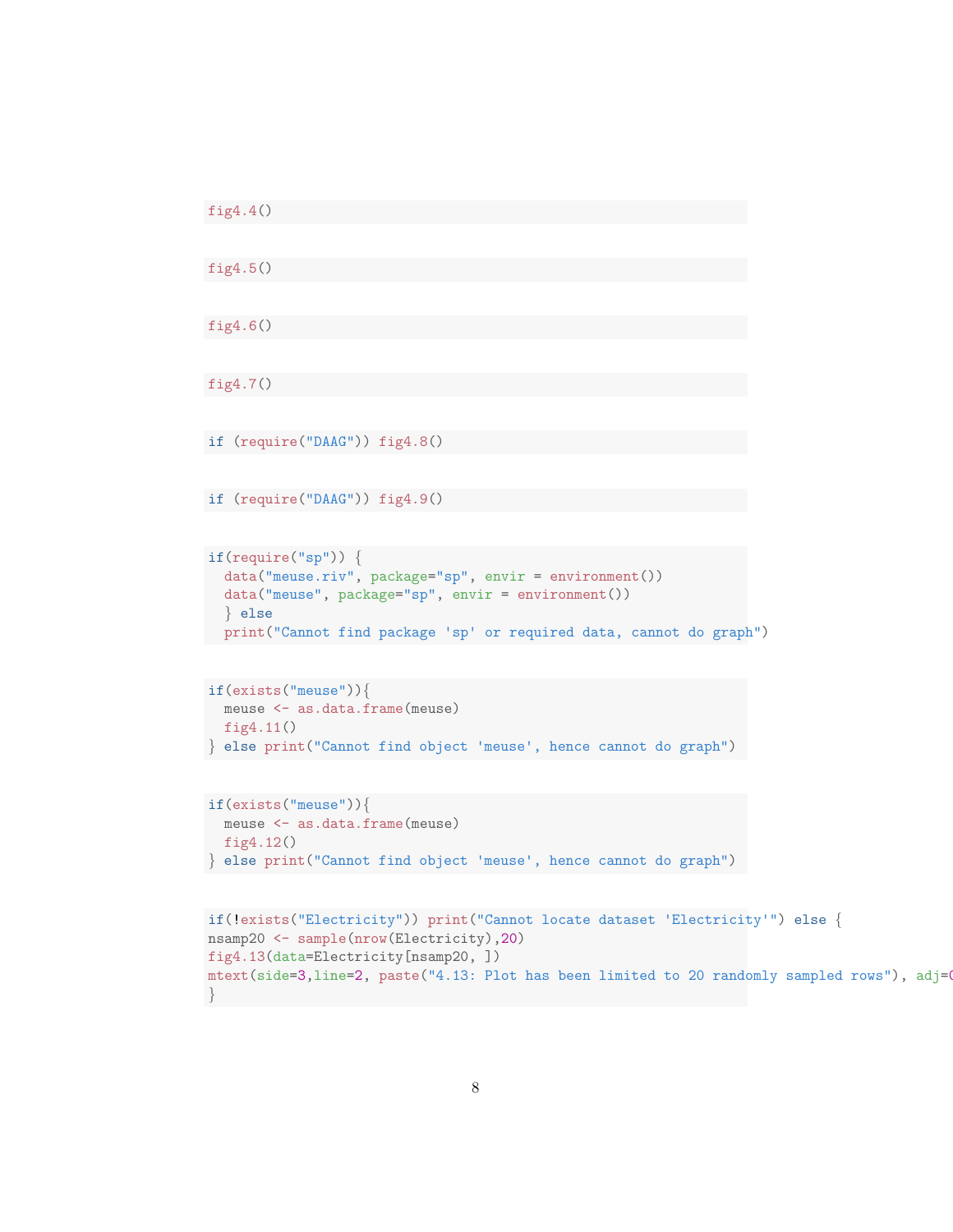```
fig4.4()
```

```
fig4.5()
```

```
fig4.6()
```

```
fig4.7()
```

```
if (require("DAAG")) fig4.8()
```

```
if (require("DAAG")) fig4.9()
```

```
if(require("sp")) {
  data("meuse.riv", package="sp", envir = environment())
  data("meuse", package="sp", envir = environment())
  } else
  print("Cannot find package 'sp' or required data, cannot do graph")
```

```
if(exists("meuse")){
  meuse <- as.data.frame(meuse)
  fig4.11()
} else print("Cannot find object 'meuse', hence cannot do graph")
```

```
if(exists("meuse")){
  meuse <- as.data.frame(meuse)
  fig4.12()
} else print("Cannot find object 'meuse', hence cannot do graph")
```

```
if(!exists("Electricity")) print("Cannot locate dataset 'Electricity'") else {
nsamp20 <- sample(nrow(Electricity),20)
fig4.13(data=Electricity[nsamp20, ])
mtext(side=3,line=2, paste("4.13: Plot has been limited to 20 randomly sampled rows"), adj=(
}
```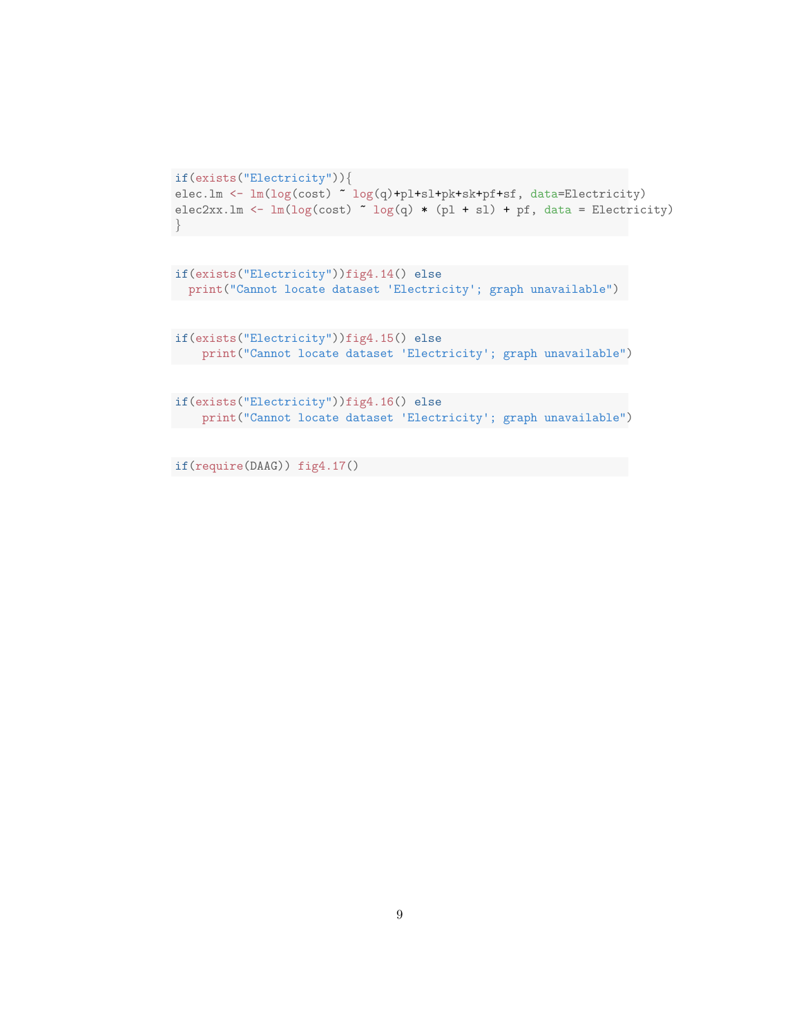```
if(exists("Electricity")){
elec.lm <- lm(log(cost) ~ log(q)+pl+sl+pk+sk+pf+sf, data=Electricity)
elec2xx.lm <- lm(log(cost) ~ log(q) * (pl + sl) + pf, data = Electricity)
}
```

```
if(exists("Electricity"))fig4.14() else
  print("Cannot locate dataset 'Electricity'; graph unavailable")
```

```
if(exists("Electricity"))fig4.15() else
    print("Cannot locate dataset 'Electricity'; graph unavailable")
```

```
if(exists("Electricity"))fig4.16() else
    print("Cannot locate dataset 'Electricity'; graph unavailable")
```

```
if(require(DAAG)) fig4.17()
```